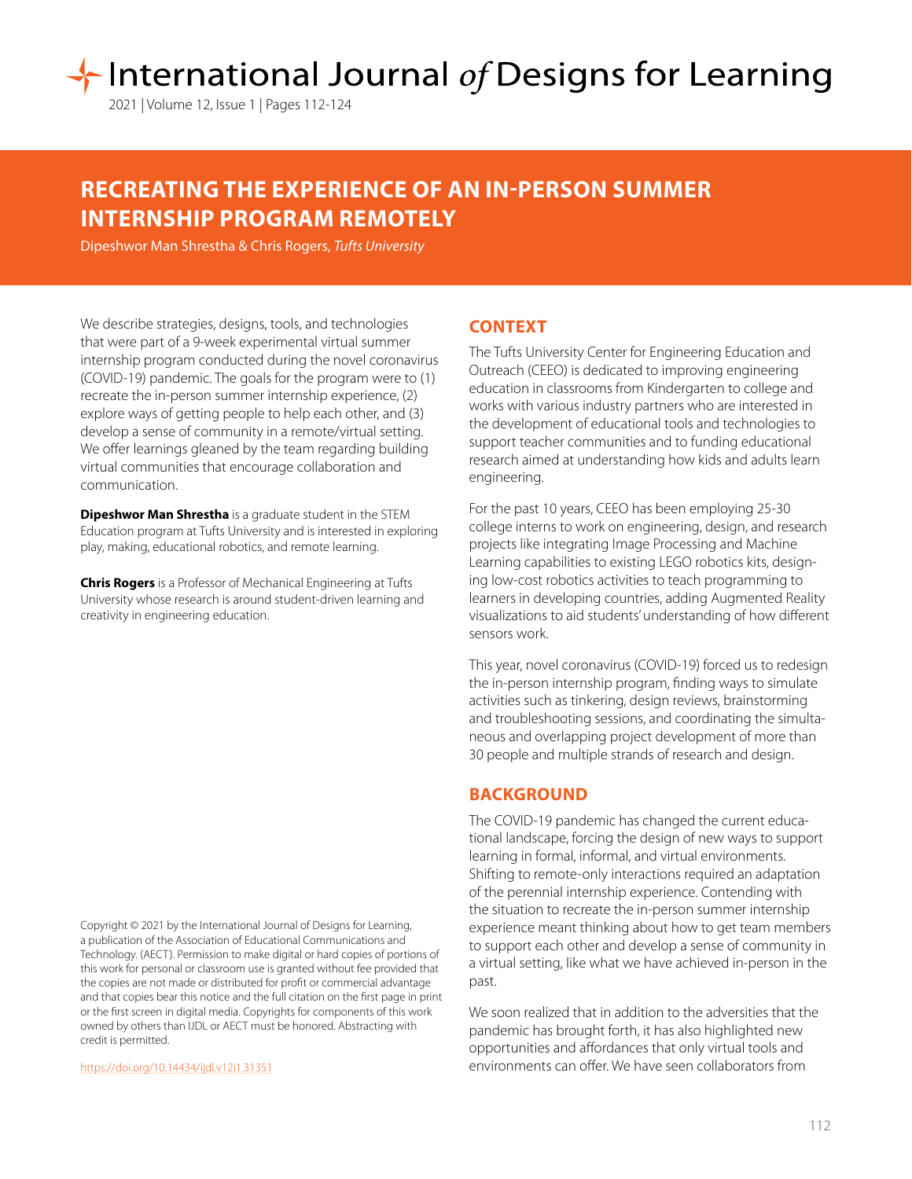# RECREATING THE EXPERIENCE OF AN IN-PERSON SUMMER INTERNSHIP PROGRAM REMOTELY

Dipeshwor Man Shrestha & Chris Rogers, *Tufts University*

We describe strategies, designs, tools, and technologies that were part of a 9-week experimental virtual summer internship program conducted during the novel coronavirus (COVID-19) pandemic. The goals for the program were to (1) recreate the in-person summer internship experience, (2) explore ways of getting people to help each other, and (3) develop a sense of community in a remote/virtual setting. We offer learnings gleaned by the team regarding building virtual communities that encourage collaboration and communication.

**Dipeshwor Man Shrestha** is a graduate student in the STEM Education program at Tufts University and is interested in exploring play, making, educational robotics, and remote learning.

**Chris Rogers** is a Professor of Mechanical Engineering at Tufts University whose research is around student-driven learning and creativity in engineering education.

Copyright © 2021 by the International Journal of Designs for Learning, a publication of the Association of Educational Communications and Technology. (AECT). Permission to make digital or hard copies of portions of this work for personal or classroom use is granted without fee provided that the copies are not made or distributed for profit or commercial advantage and that copies bear this notice and the full citation on the first page in print or the first screen in digital media. Copyrights for components of this work owned by others than IJDL or AECT must be honored. Abstracting with credit is permitted.

https://doi.org/10.14434/ijdl.v12i1.31351

## CONTEXT

The Tufts University Center for Engineering Education and Outreach (CEEO) is dedicated to improving engineering education in classrooms from Kindergarten to college and works with various industry partners who are interested in the development of educational tools and technologies to support teacher communities and to funding educational research aimed at understanding how kids and adults learn engineering.

For the past 10 years, CEEO has been employing 25-30 college interns to work on engineering, design, and research projects like integrating Image Processing and Machine Learning capabilities to existing LEGO robotics kits, designing low-cost robotics activities to teach programming to learners in developing countries, adding Augmented Reality visualizations to aid students' understanding of how different sensors work.

This year, novel coronavirus (COVID-19) forced us to redesign the in-person internship program, finding ways to simulate activities such as tinkering, design reviews, brainstorming and troubleshooting sessions, and coordinating the simultaneous and overlapping project development of more than 30 people and multiple strands of research and design.

## BACKGROUND

The COVID-19 pandemic has changed the current educational landscape, forcing the design of new ways to support learning in formal, informal, and virtual environments. Shifting to remote-only interactions required an adaptation of the perennial internship experience. Contending with the situation to recreate the in-person summer internship experience meant thinking about how to get team members to support each other and develop a sense of community in a virtual setting, like what we have achieved in-person in the past.

We soon realized that in addition to the adversities that the pandemic has brought forth, it has also highlighted new opportunities and affordances that only virtual tools and environments can offer. We have seen collaborators from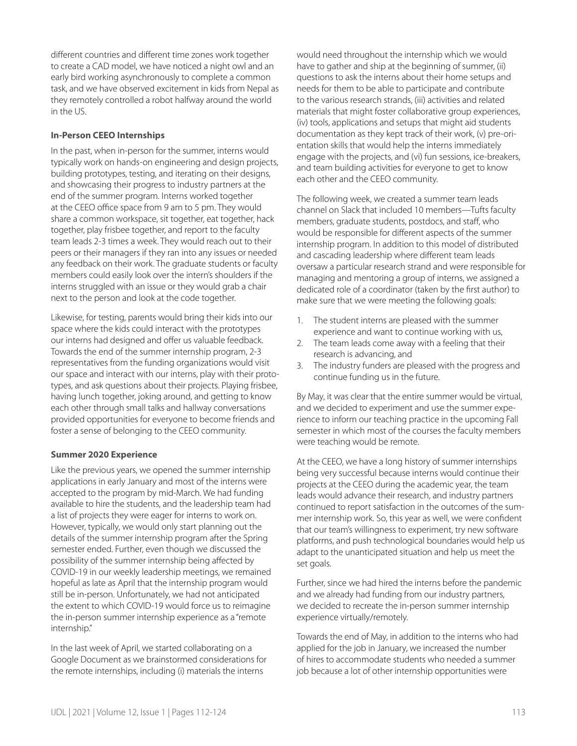different countries and different time zones work together to create a CAD model, we have noticed a night owl and an early bird working asynchronously to complete a common task, and we have observed excitement in kids from Nepal as they remotely controlled a robot halfway around the world in the US.

### In-Person CEEO Internships

In the past, when in-person for the summer, interns would typically work on hands-on engineering and design projects, building prototypes, testing, and iterating on their designs, and showcasing their progress to industry partners at the end of the summer program. Interns worked together at the CEEO office space from 9 am to 5 pm. They would share a common workspace, sit together, eat together, hack together, play frisbee together, and report to the faculty team leads 2-3 times a week. They would reach out to their peers or their managers if they ran into any issues or needed any feedback on their work. The graduate students or faculty members could easily look over the intern's shoulders if the interns struggled with an issue or they would grab a chair next to the person and look at the code together.

Likewise, for testing, parents would bring their kids into our space where the kids could interact with the prototypes our interns had designed and offer us valuable feedback. Towards the end of the summer internship program, 2-3 representatives from the funding organizations would visit our space and interact with our interns, play with their prototypes, and ask questions about their projects. Playing frisbee, having lunch together, joking around, and getting to know each other through small talks and hallway conversations provided opportunities for everyone to become friends and foster a sense of belonging to the CEEO community.

### Summer 2020 Experience

Like the previous years, we opened the summer internship applications in early January and most of the interns were accepted to the program by mid-March. We had funding available to hire the students, and the leadership team had a list of projects they were eager for interns to work on. However, typically, we would only start planning out the details of the summer internship program after the Spring semester ended. Further, even though we discussed the possibility of the summer internship being affected by COVID-19 in our weekly leadership meetings, we remained hopeful as late as April that the internship program would still be in-person. Unfortunately, we had not anticipated the extent to which COVID-19 would force us to reimagine the in-person summer internship experience as a "remote internship."

In the last week of April, we started collaborating on a Google Document as we brainstormed considerations for the remote internships, including (i) materials the interns would need throughout the internship which we would have to gather and ship at the beginning of summer, (ii) questions to ask the interns about their home setups and needs for them to be able to participate and contribute to the various research strands, (iii) activities and related materials that might foster collaborative group experiences, (iv) tools, applications and setups that might aid students documentation as they kept track of their work, (v) pre-orientation skills that would help the interns immediately engage with the projects, and (vi) fun sessions, ice-breakers, and team building activities for everyone to get to know each other and the CEEO community.

The following week, we created a summer team leads channel on Slack that included 10 members—Tufts faculty members, graduate students, postdocs, and staff, who would be responsible for different aspects of the summer internship program. In addition to this model of distributed and cascading leadership where different team leads oversaw a particular research strand and were responsible for managing and mentoring a group of interns, we assigned a dedicated role of a coordinator (taken by the first author) to make sure that we were meeting the following goals:

1. The student interns are pleased with the summer experience and want to continue working with us,
2. The team leads come away with a feeling that their research is advancing, and
3. The industry funders are pleased with the progress and continue funding us in the future.

By May, it was clear that the entire summer would be virtual, and we decided to experiment and use the summer experience to inform our teaching practice in the upcoming Fall semester in which most of the courses the faculty members were teaching would be remote.

At the CEEO, we have a long history of summer internships being very successful because interns would continue their projects at the CEEO during the academic year, the team leads would advance their research, and industry partners continued to report satisfaction in the outcomes of the summer internship work. So, this year as well, we were confident that our team's willingness to experiment, try new software platforms, and push technological boundaries would help us adapt to the unanticipated situation and help us meet the set goals.

Further, since we had hired the interns before the pandemic and we already had funding from our industry partners, we decided to recreate the in-person summer internship experience virtually/remotely.

Towards the end of May, in addition to the interns who had applied for the job in January, we increased the number of hires to accommodate students who needed a summer job because a lot of other internship opportunities were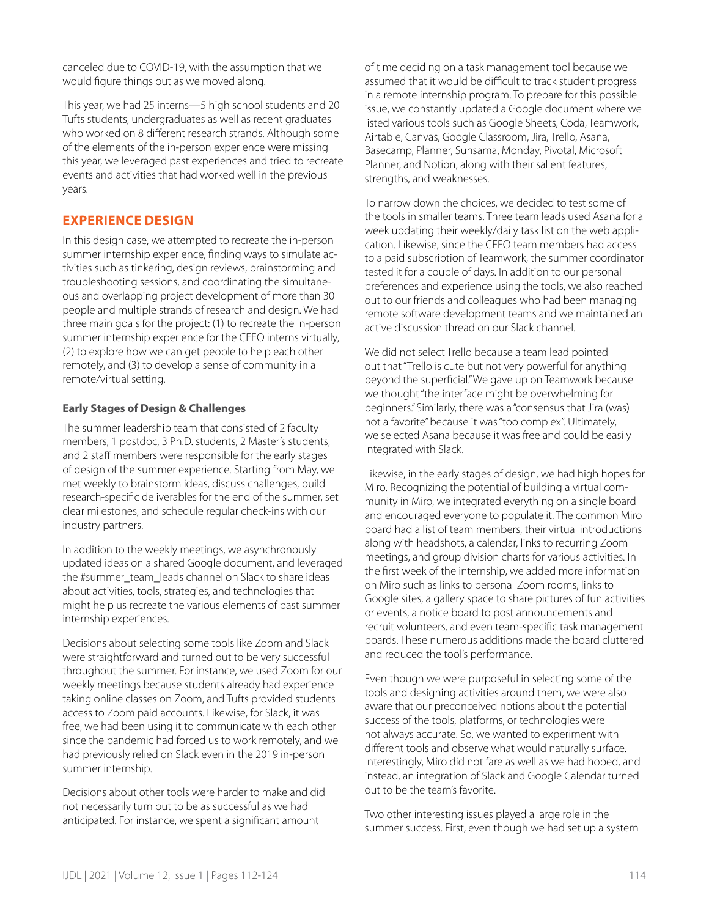canceled due to COVID-19, with the assumption that we would figure things out as we moved along.

This year, we had 25 interns—5 high school students and 20 Tufts students, undergraduates as well as recent graduates who worked on 8 different research strands. Although some of the elements of the in-person experience were missing this year, we leveraged past experiences and tried to recreate events and activities that had worked well in the previous years.

## EXPERIENCE DESIGN

In this design case, we attempted to recreate the in-person summer internship experience, finding ways to simulate activities such as tinkering, design reviews, brainstorming and troubleshooting sessions, and coordinating the simultaneous and overlapping project development of more than 30 people and multiple strands of research and design. We had three main goals for the project: (1) to recreate the in-person summer internship experience for the CEEO interns virtually, (2) to explore how we can get people to help each other remotely, and (3) to develop a sense of community in a remote/virtual setting.

### Early Stages of Design & Challenges

The summer leadership team that consisted of 2 faculty members, 1 postdoc, 3 Ph.D. students, 2 Master's students, and 2 staff members were responsible for the early stages of design of the summer experience. Starting from May, we met weekly to brainstorm ideas, discuss challenges, build research-specific deliverables for the end of the summer, set clear milestones, and schedule regular check-ins with our industry partners.

In addition to the weekly meetings, we asynchronously updated ideas on a shared Google document, and leveraged the #summer_team_leads channel on Slack to share ideas about activities, tools, strategies, and technologies that might help us recreate the various elements of past summer internship experiences.

Decisions about selecting some tools like Zoom and Slack were straightforward and turned out to be very successful throughout the summer. For instance, we used Zoom for our weekly meetings because students already had experience taking online classes on Zoom, and Tufts provided students access to Zoom paid accounts. Likewise, for Slack, it was free, we had been using it to communicate with each other since the pandemic had forced us to work remotely, and we had previously relied on Slack even in the 2019 in-person summer internship.

Decisions about other tools were harder to make and did not necessarily turn out to be as successful as we had anticipated. For instance, we spent a significant amount of time deciding on a task management tool because we assumed that it would be difficult to track student progress in a remote internship program. To prepare for this possible issue, we constantly updated a Google document where we listed various tools such as Google Sheets, Coda, Teamwork, Airtable, Canvas, Google Classroom, Jira, Trello, Asana, Basecamp, Planner, Sunsama, Monday, Pivotal, Microsoft Planner, and Notion, along with their salient features, strengths, and weaknesses.

To narrow down the choices, we decided to test some of the tools in smaller teams. Three team leads used Asana for a week updating their weekly/daily task list on the web application. Likewise, since the CEEO team members had access to a paid subscription of Teamwork, the summer coordinator tested it for a couple of days. In addition to our personal preferences and experience using the tools, we also reached out to our friends and colleagues who had been managing remote software development teams and we maintained an active discussion thread on our Slack channel.

We did not select Trello because a team lead pointed out that "Trello is cute but not very powerful for anything beyond the superficial." We gave up on Teamwork because we thought "the interface might be overwhelming for beginners." Similarly, there was a "consensus that Jira (was) not a favorite" because it was "too complex". Ultimately, we selected Asana because it was free and could be easily integrated with Slack.

Likewise, in the early stages of design, we had high hopes for Miro. Recognizing the potential of building a virtual community in Miro, we integrated everything on a single board and encouraged everyone to populate it. The common Miro board had a list of team members, their virtual introductions along with headshots, a calendar, links to recurring Zoom meetings, and group division charts for various activities. In the first week of the internship, we added more information on Miro such as links to personal Zoom rooms, links to Google sites, a gallery space to share pictures of fun activities or events, a notice board to post announcements and recruit volunteers, and even team-specific task management boards. These numerous additions made the board cluttered and reduced the tool's performance.

Even though we were purposeful in selecting some of the tools and designing activities around them, we were also aware that our preconceived notions about the potential success of the tools, platforms, or technologies were not always accurate. So, we wanted to experiment with different tools and observe what would naturally surface. Interestingly, Miro did not fare as well as we had hoped, and instead, an integration of Slack and Google Calendar turned out to be the team's favorite.

Two other interesting issues played a large role in the summer success. First, even though we had set up a system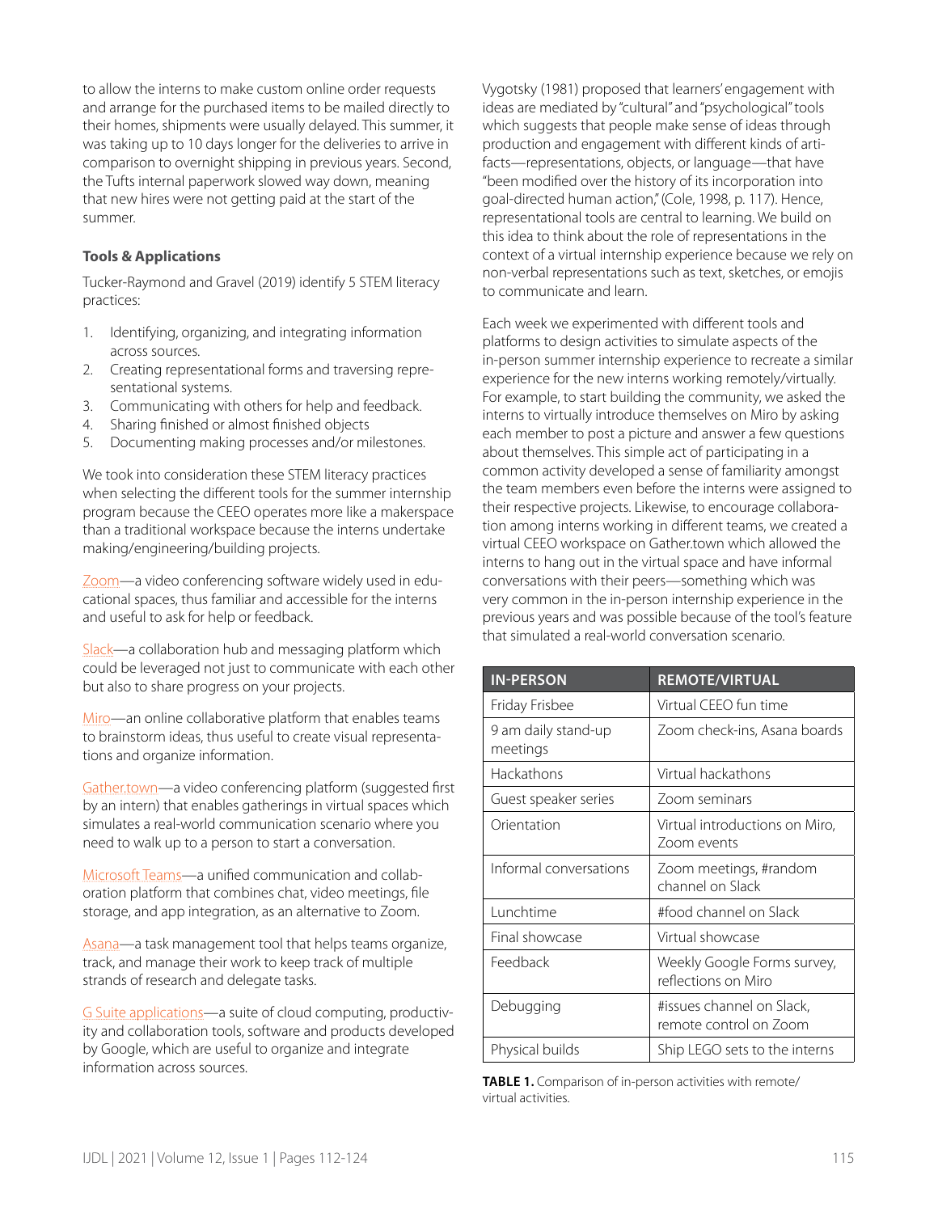to allow the interns to make custom online order requests and arrange for the purchased items to be mailed directly to their homes, shipments were usually delayed. This summer, it was taking up to 10 days longer for the deliveries to arrive in comparison to overnight shipping in previous years. Second, the Tufts internal paperwork slowed way down, meaning that new hires were not getting paid at the start of the summer.

### Tools & Applications

Tucker-Raymond and Gravel (2019) identify 5 STEM literacy practices:

1. Identifying, organizing, and integrating information across sources.
2. Creating representational forms and traversing representational systems.
3. Communicating with others for help and feedback.
4. Sharing finished or almost finished objects
5. Documenting making processes and/or milestones.

We took into consideration these STEM literacy practices when selecting the different tools for the summer internship program because the CEEO operates more like a makerspace than a traditional workspace because the interns undertake making/engineering/building projects.

Zoom—a video conferencing software widely used in educational spaces, thus familiar and accessible for the interns and useful to ask for help or feedback.

Slack—a collaboration hub and messaging platform which could be leveraged not just to communicate with each other but also to share progress on your projects.

Miro—an online collaborative platform that enables teams to brainstorm ideas, thus useful to create visual representations and organize information.

Gather.town—a video conferencing platform (suggested first by an intern) that enables gatherings in virtual spaces which simulates a real-world communication scenario where you need to walk up to a person to start a conversation.

Microsoft Teams—a unified communication and collaboration platform that combines chat, video meetings, file storage, and app integration, as an alternative to Zoom.

Asana—a task management tool that helps teams organize, track, and manage their work to keep track of multiple strands of research and delegate tasks.

G Suite applications—a suite of cloud computing, productivity and collaboration tools, software and products developed by Google, which are useful to organize and integrate information across sources.

Vygotsky (1981) proposed that learners' engagement with ideas are mediated by "cultural" and "psychological" tools which suggests that people make sense of ideas through production and engagement with different kinds of artifacts—representations, objects, or language—that have "been modified over the history of its incorporation into goal-directed human action," (Cole, 1998, p. 117). Hence, representational tools are central to learning. We build on this idea to think about the role of representations in the context of a virtual internship experience because we rely on non-verbal representations such as text, sketches, or emojis to communicate and learn.

Each week we experimented with different tools and platforms to design activities to simulate aspects of the in-person summer internship experience to recreate a similar experience for the new interns working remotely/virtually. For example, to start building the community, we asked the interns to virtually introduce themselves on Miro by asking each member to post a picture and answer a few questions about themselves. This simple act of participating in a common activity developed a sense of familiarity amongst the team members even before the interns were assigned to their respective projects. Likewise, to encourage collaboration among interns working in different teams, we created a virtual CEEO workspace on Gather.town which allowed the interns to hang out in the virtual space and have informal conversations with their peers—something which was very common in the in-person internship experience in the previous years and was possible because of the tool's feature that simulated a real-world conversation scenario.

| IN-PERSON | REMOTE/VIRTUAL |
|---|---|
| Friday Frisbee | Virtual CEEO fun time |
| 9 am daily stand-up meetings | Zoom check-ins, Asana boards |
| Hackathons | Virtual hackathons |
| Guest speaker series | Zoom seminars |
| Orientation | Virtual introductions on Miro, Zoom events |
| Informal conversations | Zoom meetings, #random channel on Slack |
| Lunchtime | #food channel on Slack |
| Final showcase | Virtual showcase |
| Feedback | Weekly Google Forms survey, reflections on Miro |
| Debugging | #issues channel on Slack, remote control on Zoom |
| Physical builds | Ship LEGO sets to the interns |

**TABLE 1.** Comparison of in-person activities with remote/virtual activities.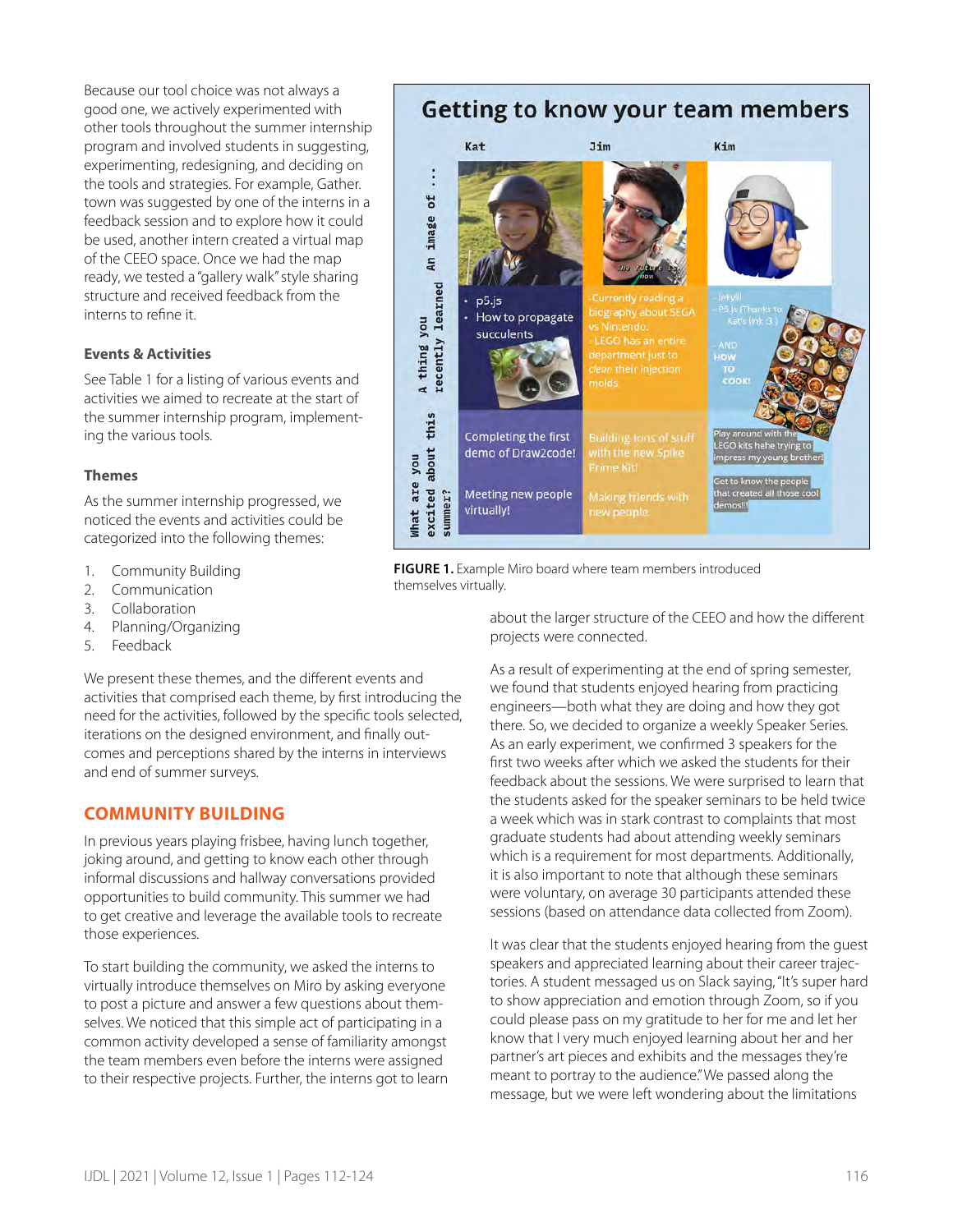Because our tool choice was not always a good one, we actively experimented with other tools throughout the summer internship program and involved students in suggesting, experimenting, redesigning, and deciding on the tools and strategies. For example, Gather.town was suggested by one of the interns in a feedback session and to explore how it could be used, another intern created a virtual map of the CEEO space. Once we had the map ready, we tested a "gallery walk" style sharing structure and received feedback from the interns to refine it.

### Events & Activities

See Table 1 for a listing of various events and activities we aimed to recreate at the start of the summer internship program, implementing the various tools.

### Themes

As the summer internship progressed, we noticed the events and activities could be categorized into the following themes:

1. Community Building
2. Communication
3. Collaboration
4. Planning/Organizing
5. Feedback

We present these themes, and the different events and activities that comprised each theme, by first introducing the need for the activities, followed by the specific tools selected, iterations on the designed environment, and finally outcomes and perceptions shared by the interns in interviews and end of summer surveys.

## COMMUNITY BUILDING

In previous years playing frisbee, having lunch together, joking around, and getting to know each other through informal discussions and hallway conversations provided opportunities to build community. This summer we had to get creative and leverage the available tools to recreate those experiences.

To start building the community, we asked the interns to virtually introduce themselves on Miro by asking everyone to post a picture and answer a few questions about themselves. We noticed that this simple act of participating in a common activity developed a sense of familiarity amongst the team members even before the interns were assigned to their respective projects. Further, the interns got to learn about the larger structure of the CEEO and how the different projects were connected.

**FIGURE 1.** Example Miro board where team members introduced themselves virtually.

As a result of experimenting at the end of spring semester, we found that students enjoyed hearing from practicing engineers—both what they are doing and how they got there. So, we decided to organize a weekly Speaker Series. As an early experiment, we confirmed 3 speakers for the first two weeks after which we asked the students for their feedback about the sessions. We were surprised to learn that the students asked for the speaker seminars to be held twice a week which was in stark contrast to complaints that most graduate students had about attending weekly seminars which is a requirement for most departments. Additionally, it is also important to note that although these seminars were voluntary, on average 30 participants attended these sessions (based on attendance data collected from Zoom).

It was clear that the students enjoyed hearing from the guest speakers and appreciated learning about their career trajectories. A student messaged us on Slack saying, "It's super hard to show appreciation and emotion through Zoom, so if you could please pass on my gratitude to her for me and let her know that I very much enjoyed learning about her and her partner's art pieces and exhibits and the messages they're meant to portray to the audience." We passed along the message, but we were left wondering about the limitations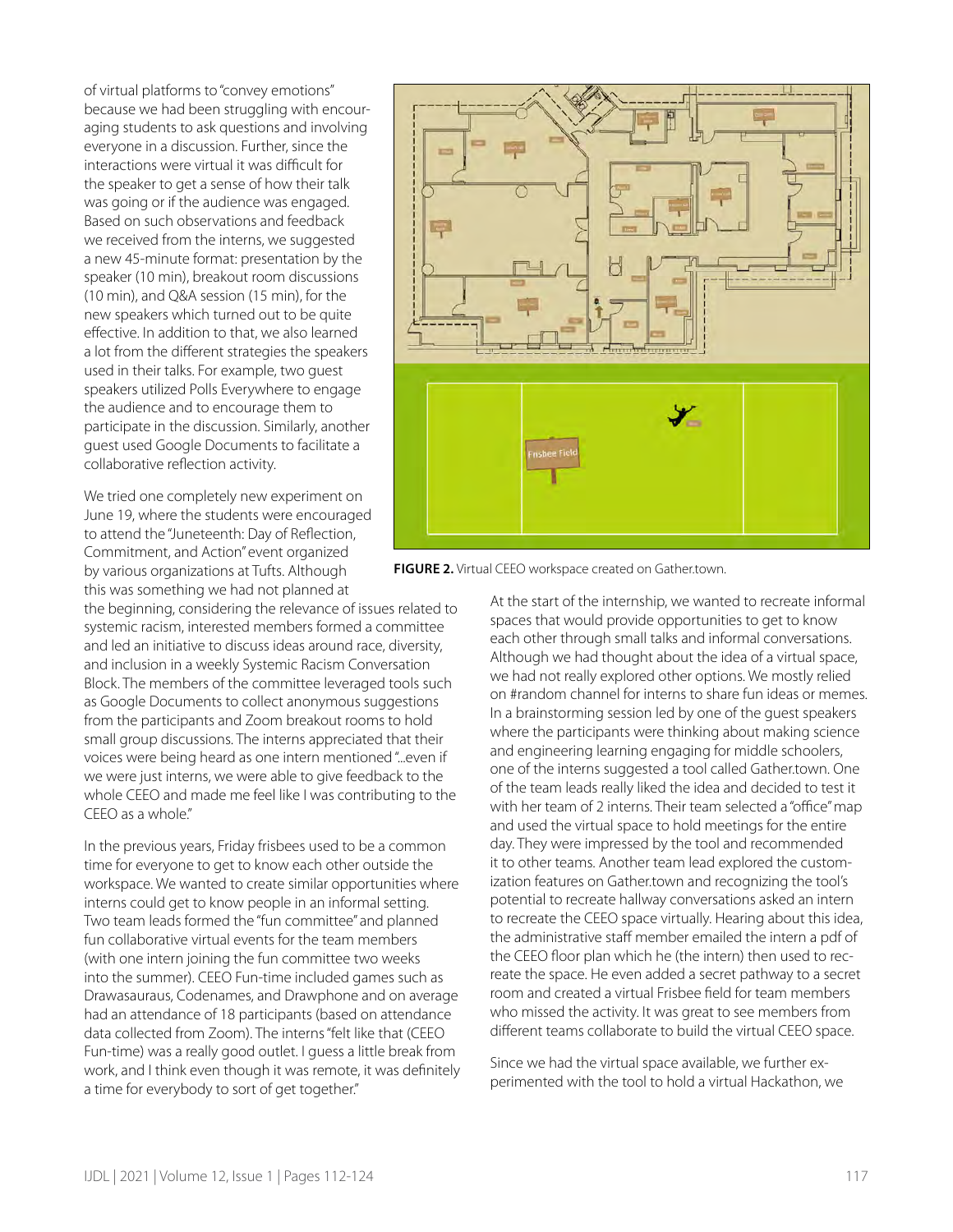of virtual platforms to "convey emotions" because we had been struggling with encouraging students to ask questions and involving everyone in a discussion. Further, since the interactions were virtual it was difficult for the speaker to get a sense of how their talk was going or if the audience was engaged. Based on such observations and feedback we received from the interns, we suggested a new 45-minute format: presentation by the speaker (10 min), breakout room discussions (10 min), and Q&A session (15 min), for the new speakers which turned out to be quite effective. In addition to that, we also learned a lot from the different strategies the speakers used in their talks. For example, two guest speakers utilized Polls Everywhere to engage the audience and to encourage them to participate in the discussion. Similarly, another guest used Google Documents to facilitate a collaborative reflection activity.

We tried one completely new experiment on June 19, where the students were encouraged to attend the "Juneteenth: Day of Reflection, Commitment, and Action" event organized by various organizations at Tufts. Although this was something we had not planned at the beginning, considering the relevance of issues related to systemic racism, interested members formed a committee and led an initiative to discuss ideas around race, diversity, and inclusion in a weekly Systemic Racism Conversation Block. The members of the committee leveraged tools such as Google Documents to collect anonymous suggestions from the participants and Zoom breakout rooms to hold small group discussions. The interns appreciated that their voices were being heard as one intern mentioned "...even if we were just interns, we were able to give feedback to the whole CEEO and made me feel like I was contributing to the CEEO as a whole."

In the previous years, Friday frisbees used to be a common time for everyone to get to know each other outside the workspace. We wanted to create similar opportunities where interns could get to know people in an informal setting. Two team leads formed the "fun committee" and planned fun collaborative virtual events for the team members (with one intern joining the fun committee two weeks into the summer). CEEO Fun-time included games such as Drawasauraus, Codenames, and Drawphone and on average had an attendance of 18 participants (based on attendance data collected from Zoom). The interns "felt like that (CEEO Fun-time) was a really good outlet. I guess a little break from work, and I think even though it was remote, it was definitely a time for everybody to sort of get together."

**FIGURE 2.** Virtual CEEO workspace created on Gather.town.

At the start of the internship, we wanted to recreate informal spaces that would provide opportunities to get to know each other through small talks and informal conversations. Although we had thought about the idea of a virtual space, we had not really explored other options. We mostly relied on #random channel for interns to share fun ideas or memes. In a brainstorming session led by one of the guest speakers where the participants were thinking about making science and engineering learning engaging for middle schoolers, one of the interns suggested a tool called Gather.town. One of the team leads really liked the idea and decided to test it with her team of 2 interns. Their team selected a "office" map and used the virtual space to hold meetings for the entire day. They were impressed by the tool and recommended it to other teams. Another team lead explored the customization features on Gather.town and recognizing the tool's potential to recreate hallway conversations asked an intern to recreate the CEEO space virtually. Hearing about this idea, the administrative staff member emailed the intern a pdf of the CEEO floor plan which he (the intern) then used to recreate the space. He even added a secret pathway to a secret room and created a virtual Frisbee field for team members who missed the activity. It was great to see members from different teams collaborate to build the virtual CEEO space.

Since we had the virtual space available, we further experimented with the tool to hold a virtual Hackathon, we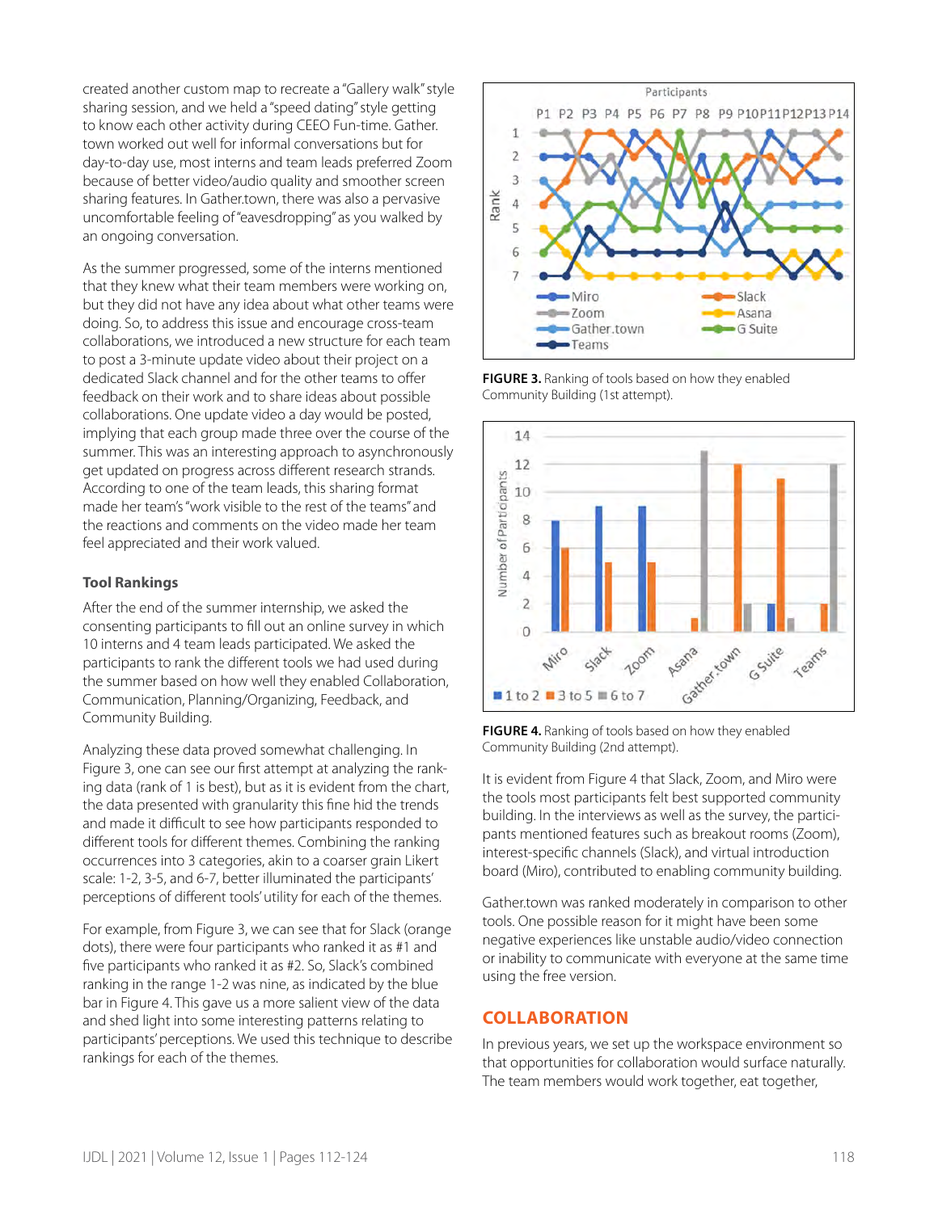created another custom map to recreate a "Gallery walk" style sharing session, and we held a "speed dating" style getting to know each other activity during CEEO Fun-time. Gather.town worked out well for informal conversations but for day-to-day use, most interns and team leads preferred Zoom because of better video/audio quality and smoother screen sharing features. In Gather.town, there was also a pervasive uncomfortable feeling of "eavesdropping" as you walked by an ongoing conversation.

As the summer progressed, some of the interns mentioned that they knew what their team members were working on, but they did not have any idea about what other teams were doing. So, to address this issue and encourage cross-team collaborations, we introduced a new structure for each team to post a 3-minute update video about their project on a dedicated Slack channel and for the other teams to offer feedback on their work and to share ideas about possible collaborations. One update video a day would be posted, implying that each group made three over the course of the summer. This was an interesting approach to asynchronously get updated on progress across different research strands. According to one of the team leads, this sharing format made her team's "work visible to the rest of the teams" and the reactions and comments on the video made her team feel appreciated and their work valued.

### Tool Rankings

After the end of the summer internship, we asked the consenting participants to fill out an online survey in which 10 interns and 4 team leads participated. We asked the participants to rank the different tools we had used during the summer based on how well they enabled Collaboration, Communication, Planning/Organizing, Feedback, and Community Building.

Analyzing these data proved somewhat challenging. In Figure 3, one can see our first attempt at analyzing the ranking data (rank of 1 is best), but as it is evident from the chart, the data presented with granularity this fine hid the trends and made it difficult to see how participants responded to different tools for different themes. Combining the ranking occurrences into 3 categories, akin to a coarser grain Likert scale: 1-2, 3-5, and 6-7, better illuminated the participants' perceptions of different tools' utility for each of the themes.

For example, from Figure 3, we can see that for Slack (orange dots), there were four participants who ranked it as #1 and five participants who ranked it as #2. So, Slack's combined ranking in the range 1-2 was nine, as indicated by the blue bar in Figure 4. This gave us a more salient view of the data and shed light into some interesting patterns relating to participants' perceptions. We used this technique to describe rankings for each of the themes.

**FIGURE 3.** Ranking of tools based on how they enabled Community Building (1st attempt).

**FIGURE 4.** Ranking of tools based on how they enabled Community Building (2nd attempt).

It is evident from Figure 4 that Slack, Zoom, and Miro were the tools most participants felt best supported community building. In the interviews as well as the survey, the participants mentioned features such as breakout rooms (Zoom), interest-specific channels (Slack), and virtual introduction board (Miro), contributed to enabling community building.

Gather.town was ranked moderately in comparison to other tools. One possible reason for it might have been some negative experiences like unstable audio/video connection or inability to communicate with everyone at the same time using the free version.

## COLLABORATION

In previous years, we set up the workspace environment so that opportunities for collaboration would surface naturally. The team members would work together, eat together,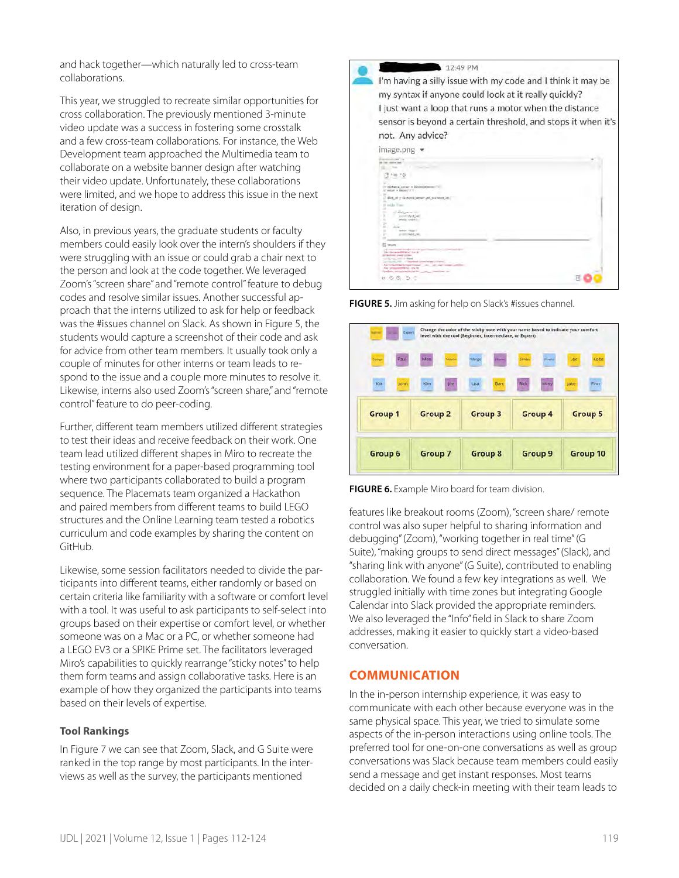and hack together—which naturally led to cross-team collaborations.

This year, we struggled to recreate similar opportunities for cross collaboration. The previously mentioned 3-minute video update was a success in fostering some crosstalk and a few cross-team collaborations. For instance, the Web Development team approached the Multimedia team to collaborate on a website banner design after watching their video update. Unfortunately, these collaborations were limited, and we hope to address this issue in the next iteration of design.

Also, in previous years, the graduate students or faculty members could easily look over the intern's shoulders if they were struggling with an issue or could grab a chair next to the person and look at the code together. We leveraged Zoom's "screen share" and "remote control" feature to debug codes and resolve similar issues. Another successful approach that the interns utilized to ask for help or feedback was the #issues channel on Slack. As shown in Figure 5, the students would capture a screenshot of their code and ask for advice from other team members. It usually took only a couple of minutes for other interns or team leads to respond to the issue and a couple more minutes to resolve it. Likewise, interns also used Zoom's "screen share," and "remote control" feature to do peer-coding.

Further, different team members utilized different strategies to test their ideas and receive feedback on their work. One team lead utilized different shapes in Miro to recreate the testing environment for a paper-based programming tool where two participants collaborated to build a program sequence. The Placemats team organized a Hackathon and paired members from different teams to build LEGO structures and the Online Learning team tested a robotics curriculum and code examples by sharing the content on GitHub.

Likewise, some session facilitators needed to divide the participants into different teams, either randomly or based on certain criteria like familiarity with a software or comfort level with a tool. It was useful to ask participants to self-select into groups based on their expertise or comfort level, or whether someone was on a Mac or a PC, or whether someone had a LEGO EV3 or a SPIKE Prime set. The facilitators leveraged Miro's capabilities to quickly rearrange "sticky notes" to help them form teams and assign collaborative tasks. Here is an example of how they organized the participants into teams based on their levels of expertise.

### Tool Rankings

In Figure 7 we can see that Zoom, Slack, and G Suite were ranked in the top range by most participants. In the interviews as well as the survey, the participants mentioned features like breakout rooms (Zoom), "screen share/ remote control was also super helpful to sharing information and debugging" (Zoom), "working together in real time" (G Suite), "making groups to send direct messages" (Slack), and "sharing link with anyone" (G Suite), contributed to enabling collaboration. We found a few key integrations as well. We struggled initially with time zones but integrating Google Calendar into Slack provided the appropriate reminders. We also leveraged the "Info" field in Slack to share Zoom addresses, making it easier to quickly start a video-based conversation.

12:49 PM
I'm having a silly issue with my code and I think it may be my syntax if anyone could look at it really quickly?
I just want a loop that runs a motor when the distance sensor is beyond a certain threshold, and stops it when it's not. Any advice?
image.png

**FIGURE 5.** Jim asking for help on Slack's #issues channel.

Change the color of the sticky note with your name based to indicate your comfort level with the tool (Beginner, Intermediate, or Expert)

| Group 1 | Group 2 | Group 3 | Group 4 | Group 5 |
|---|---|---|---|---|
| Group 6 | Group 7 | Group 8 | Group 9 | Group 10 |

**FIGURE 6.** Example Miro board for team division.

## COMMUNICATION

In the in-person internship experience, it was easy to communicate with each other because everyone was in the same physical space. This year, we tried to simulate some aspects of the in-person interactions using online tools. The preferred tool for one-on-one conversations as well as group conversations was Slack because team members could easily send a message and get instant responses. Most teams decided on a daily check-in meeting with their team leads to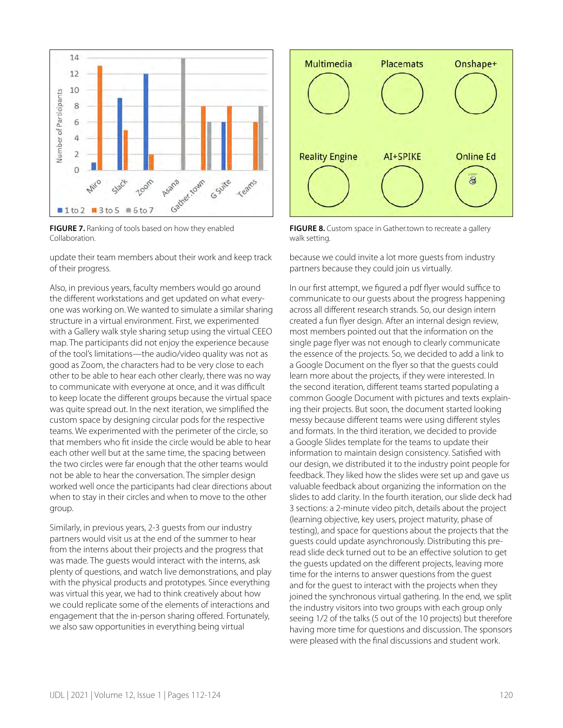FIGURE 7. Ranking of tools based on how they enabled Collaboration.

FIGURE 8. Custom space in Gather.town to recreate a gallery walk setting.

update their team members about their work and keep track of their progress.

Also, in previous years, faculty members would go around the different workstations and get updated on what everyone was working on. We wanted to simulate a similar sharing structure in a virtual environment. First, we experimented with a Gallery walk style sharing setup using the virtual CEEO map. The participants did not enjoy the experience because of the tool's limitations—the audio/video quality was not as good as Zoom, the characters had to be very close to each other to be able to hear each other clearly, there was no way to communicate with everyone at once, and it was difficult to keep locate the different groups because the virtual space was quite spread out. In the next iteration, we simplified the custom space by designing circular pods for the respective teams. We experimented with the perimeter of the circle, so that members who fit inside the circle would be able to hear each other well but at the same time, the spacing between the two circles were far enough that the other teams would not be able to hear the conversation. The simpler design worked well once the participants had clear directions about when to stay in their circles and when to move to the other group.

Similarly, in previous years, 2-3 guests from our industry partners would visit us at the end of the summer to hear from the interns about their projects and the progress that was made. The guests would interact with the interns, ask plenty of questions, and watch live demonstrations, and play with the physical products and prototypes. Since everything was virtual this year, we had to think creatively about how we could replicate some of the elements of interactions and engagement that the in-person sharing offered. Fortunately, we also saw opportunities in everything being virtual because we could invite a lot more guests from industry partners because they could join us virtually.

In our first attempt, we figured a pdf flyer would suffice to communicate to our guests about the progress happening across all different research strands. So, our design intern created a fun flyer design. After an internal design review, most members pointed out that the information on the single page flyer was not enough to clearly communicate the essence of the projects. So, we decided to add a link to a Google Document on the flyer so that the guests could learn more about the projects, if they were interested. In the second iteration, different teams started populating a common Google Document with pictures and texts explaining their projects. But soon, the document started looking messy because different teams were using different styles and formats. In the third iteration, we decided to provide a Google Slides template for the teams to update their information to maintain design consistency. Satisfied with our design, we distributed it to the industry point people for feedback. They liked how the slides were set up and gave us valuable feedback about organizing the information on the slides to add clarity. In the fourth iteration, our slide deck had 3 sections: a 2-minute video pitch, details about the project (learning objective, key users, project maturity, phase of testing), and space for questions about the projects that the guests could update asynchronously. Distributing this pre-read slide deck turned out to be an effective solution to get the guests updated on the different projects, leaving more time for the interns to answer questions from the guest and for the guest to interact with the projects when they joined the synchronous virtual gathering. In the end, we split the industry visitors into two groups with each group only seeing 1/2 of the talks (5 out of the 10 projects) but therefore having more time for questions and discussion. The sponsors were pleased with the final discussions and student work.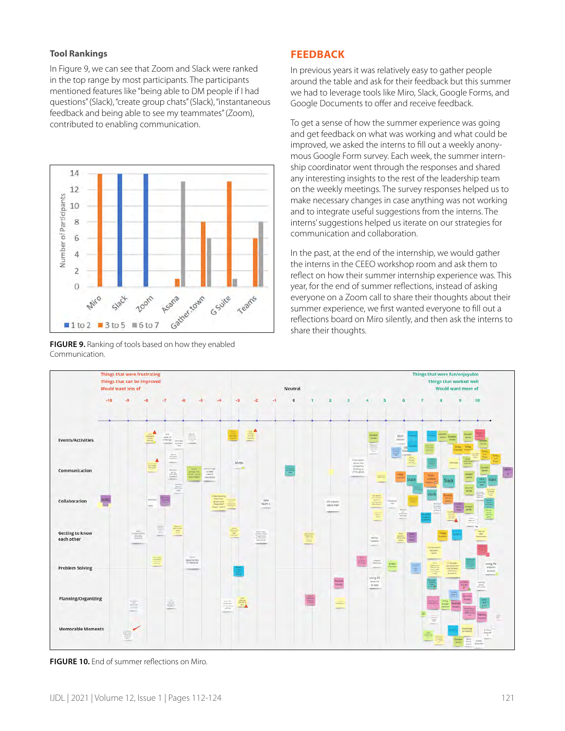### Tool Rankings

In Figure 9, we can see that Zoom and Slack were ranked in the top range by most participants. The participants mentioned features like "being able to DM people if I had questions" (Slack), "create group chats" (Slack), "instantaneous feedback and being able to see my teammates" (Zoom), contributed to enabling communication.

**FIGURE 9.** Ranking of tools based on how they enabled Communication.

## FEEDBACK

In previous years it was relatively easy to gather people around the table and ask for their feedback but this summer we had to leverage tools like Miro, Slack, Google Forms, and Google Documents to offer and receive feedback.

To get a sense of how the summer experience was going and get feedback on what was working and what could be improved, we asked the interns to fill out a weekly anonymous Google Form survey. Each week, the summer internship coordinator went through the responses and shared any interesting insights to the rest of the leadership team on the weekly meetings. The survey responses helped us to make necessary changes in case anything was not working and to integrate useful suggestions from the interns. The interns' suggestions helped us iterate on our strategies for communication and collaboration.

In the past, at the end of the internship, we would gather the interns in the CEEO workshop room and ask them to reflect on how their summer internship experience was. This year, for the end of summer reflections, instead of asking everyone on a Zoom call to share their thoughts about their summer experience, we first wanted everyone to fill out a reflections board on Miro silently, and then ask the interns to share their thoughts.

**FIGURE 10.** End of summer reflections on Miro.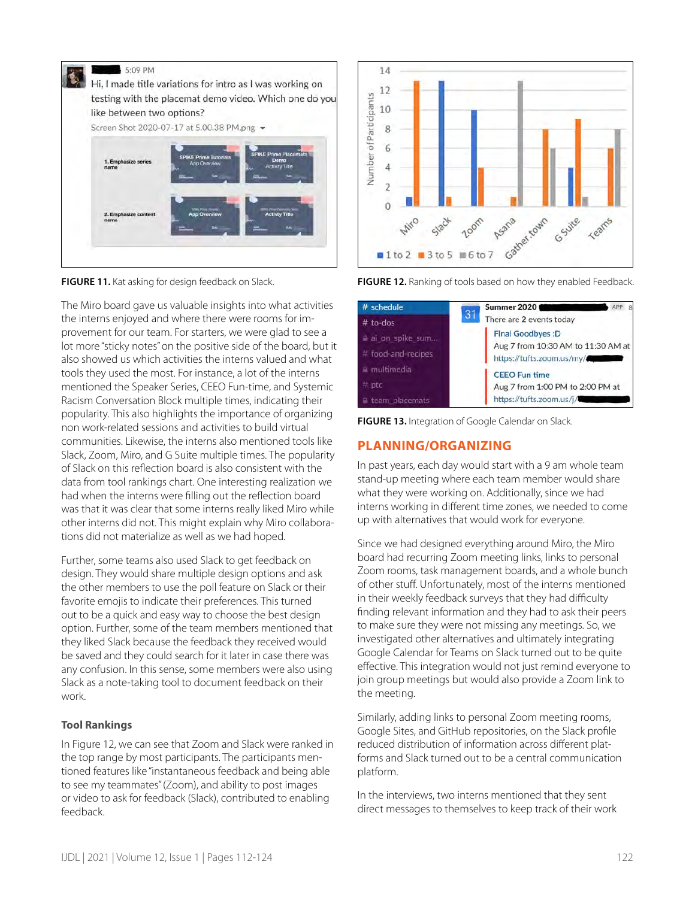FIGURE 11. Kat asking for design feedback on Slack.

The Miro board gave us valuable insights into what activities the interns enjoyed and where there were rooms for improvement for our team. For starters, we were glad to see a lot more "sticky notes" on the positive side of the board, but it also showed us which activities the interns valued and what tools they used the most. For instance, a lot of the interns mentioned the Speaker Series, CEEO Fun-time, and Systemic Racism Conversation Block multiple times, indicating their popularity. This also highlights the importance of organizing non work-related sessions and activities to build virtual communities. Likewise, the interns also mentioned tools like Slack, Zoom, Miro, and G Suite multiple times. The popularity of Slack on this reflection board is also consistent with the data from tool rankings chart. One interesting realization we had when the interns were filling out the reflection board was that it was clear that some interns really liked Miro while other interns did not. This might explain why Miro collaborations did not materialize as well as we had hoped.

Further, some teams also used Slack to get feedback on design. They would share multiple design options and ask the other members to use the poll feature on Slack or their favorite emojis to indicate their preferences. This turned out to be a quick and easy way to choose the best design option. Further, some of the team members mentioned that they liked Slack because the feedback they received would be saved and they could search for it later in case there was any confusion. In this sense, some members were also using Slack as a note-taking tool to document feedback on their work.

### Tool Rankings

In Figure 12, we can see that Zoom and Slack were ranked in the top range by most participants. The participants mentioned features like "instantaneous feedback and being able to see my teammates" (Zoom), and ability to post images or video to ask for feedback (Slack), contributed to enabling feedback.

FIGURE 12. Ranking of tools based on how they enabled Feedback.

FIGURE 13. Integration of Google Calendar on Slack.

## PLANNING/ORGANIZING

In past years, each day would start with a 9 am whole team stand-up meeting where each team member would share what they were working on. Additionally, since we had interns working in different time zones, we needed to come up with alternatives that would work for everyone.

Since we had designed everything around Miro, the Miro board had recurring Zoom meeting links, links to personal Zoom rooms, task management boards, and a whole bunch of other stuff. Unfortunately, most of the interns mentioned in their weekly feedback surveys that they had difficulty finding relevant information and they had to ask their peers to make sure they were not missing any meetings. So, we investigated other alternatives and ultimately integrating Google Calendar for Teams on Slack turned out to be quite effective. This integration would not just remind everyone to join group meetings but would also provide a Zoom link to the meeting.

Similarly, adding links to personal Zoom meeting rooms, Google Sites, and GitHub repositories, on the Slack profile reduced distribution of information across different platforms and Slack turned out to be a central communication platform.

In the interviews, two interns mentioned that they sent direct messages to themselves to keep track of their work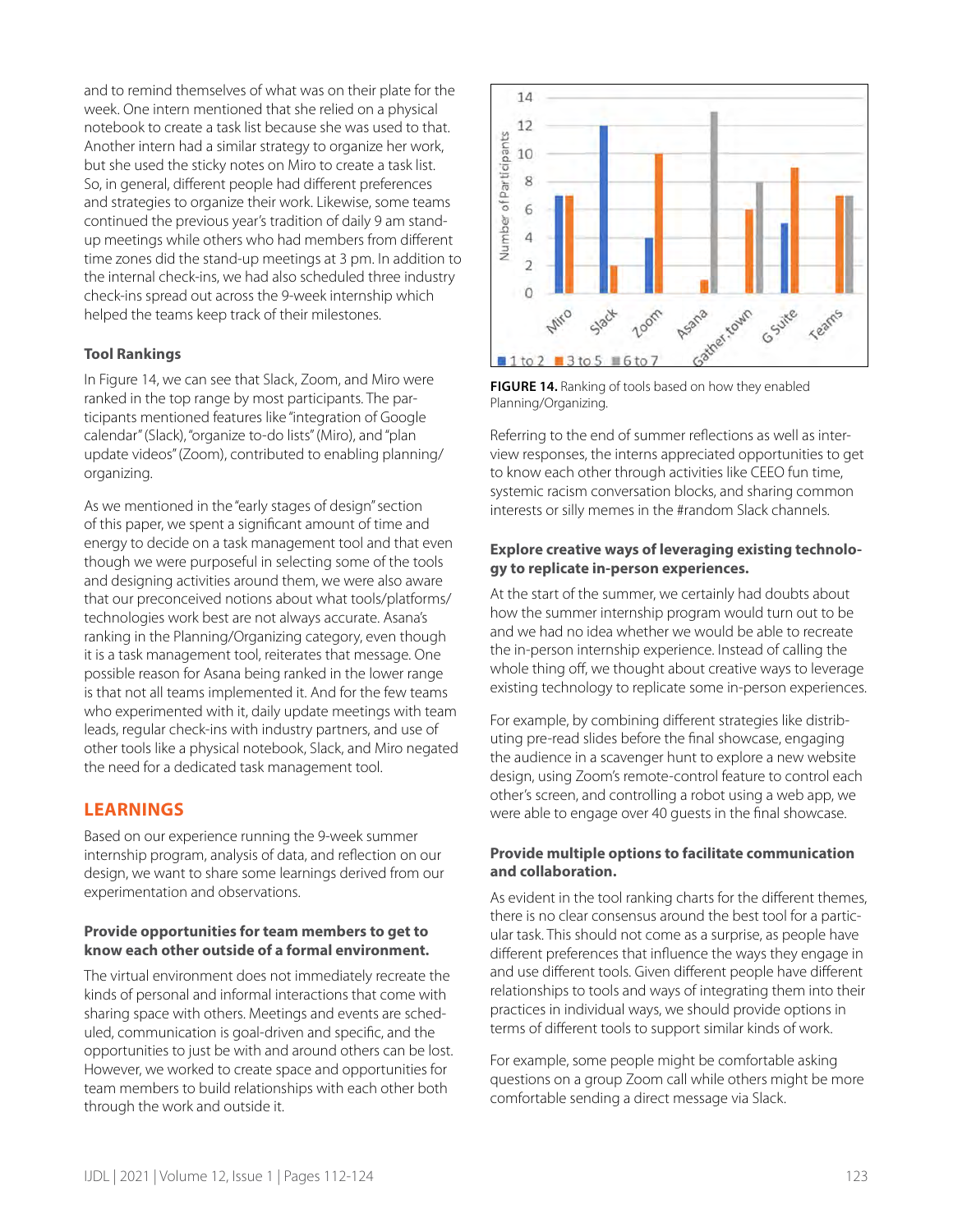and to remind themselves of what was on their plate for the week. One intern mentioned that she relied on a physical notebook to create a task list because she was used to that. Another intern had a similar strategy to organize her work, but she used the sticky notes on Miro to create a task list. So, in general, different people had different preferences and strategies to organize their work. Likewise, some teams continued the previous year's tradition of daily 9 am stand-up meetings while others who had members from different time zones did the stand-up meetings at 3 pm. In addition to the internal check-ins, we had also scheduled three industry check-ins spread out across the 9-week internship which helped the teams keep track of their milestones.

### Tool Rankings

In Figure 14, we can see that Slack, Zoom, and Miro were ranked in the top range by most participants. The participants mentioned features like "integration of Google calendar" (Slack), "organize to-do lists" (Miro), and "plan update videos" (Zoom), contributed to enabling planning/organizing.

As we mentioned in the "early stages of design" section of this paper, we spent a significant amount of time and energy to decide on a task management tool and that even though we were purposeful in selecting some of the tools and designing activities around them, we were also aware that our preconceived notions about what tools/platforms/technologies work best are not always accurate. Asana's ranking in the Planning/Organizing category, even though it is a task management tool, reiterates that message. One possible reason for Asana being ranked in the lower range is that not all teams implemented it. And for the few teams who experimented with it, daily update meetings with team leads, regular check-ins with industry partners, and use of other tools like a physical notebook, Slack, and Miro negated the need for a dedicated task management tool.

**FIGURE 14.** Ranking of tools based on how they enabled Planning/Organizing.

Referring to the end of summer reflections as well as interview responses, the interns appreciated opportunities to get to know each other through activities like CEEO fun time, systemic racism conversation blocks, and sharing common interests or silly memes in the #random Slack channels.

## LEARNINGS

Based on our experience running the 9-week summer internship program, analysis of data, and reflection on our design, we want to share some learnings derived from our experimentation and observations.

### Provide opportunities for team members to get to know each other outside of a formal environment.

The virtual environment does not immediately recreate the kinds of personal and informal interactions that come with sharing space with others. Meetings and events are scheduled, communication is goal-driven and specific, and the opportunities to just be with and around others can be lost. However, we worked to create space and opportunities for team members to build relationships with each other both through the work and outside it.

### Explore creative ways of leveraging existing technology to replicate in-person experiences.

At the start of the summer, we certainly had doubts about how the summer internship program would turn out to be and we had no idea whether we would be able to recreate the in-person internship experience. Instead of calling the whole thing off, we thought about creative ways to leverage existing technology to replicate some in-person experiences.

For example, by combining different strategies like distributing pre-read slides before the final showcase, engaging the audience in a scavenger hunt to explore a new website design, using Zoom's remote-control feature to control each other's screen, and controlling a robot using a web app, we were able to engage over 40 guests in the final showcase.

### Provide multiple options to facilitate communication and collaboration.

As evident in the tool ranking charts for the different themes, there is no clear consensus around the best tool for a particular task. This should not come as a surprise, as people have different preferences that influence the ways they engage in and use different tools. Given different people have different relationships to tools and ways of integrating them into their practices in individual ways, we should provide options in terms of different tools to support similar kinds of work.

For example, some people might be comfortable asking questions on a group Zoom call while others might be more comfortable sending a direct message via Slack.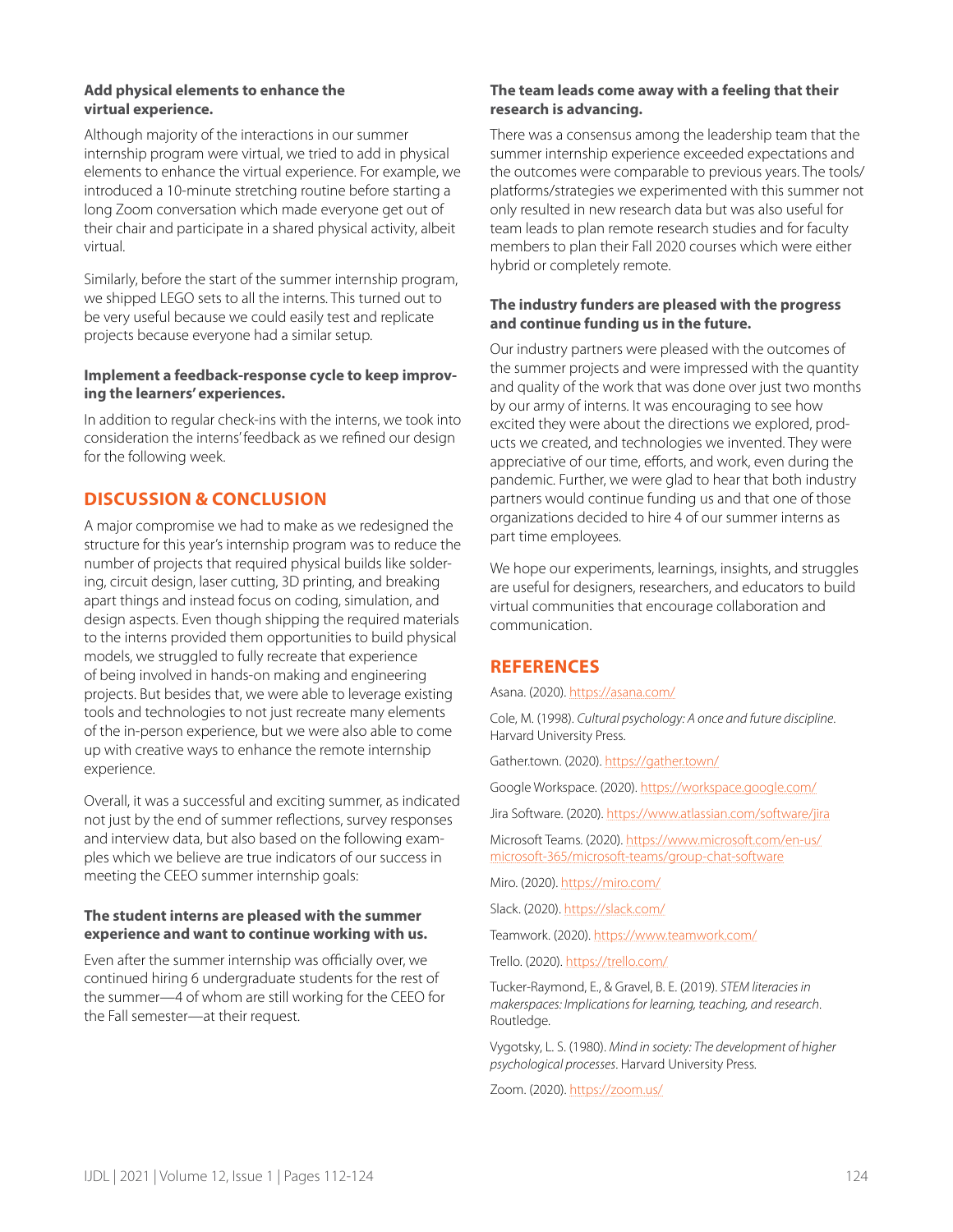**Add physical elements to enhance the virtual experience.**

Although majority of the interactions in our summer internship program were virtual, we tried to add in physical elements to enhance the virtual experience. For example, we introduced a 10-minute stretching routine before starting a long Zoom conversation which made everyone get out of their chair and participate in a shared physical activity, albeit virtual.

Similarly, before the start of the summer internship program, we shipped LEGO sets to all the interns. This turned out to be very useful because we could easily test and replicate projects because everyone had a similar setup.

**Implement a feedback-response cycle to keep improving the learners' experiences.**

In addition to regular check-ins with the interns, we took into consideration the interns' feedback as we refined our design for the following week.

## DISCUSSION & CONCLUSION

A major compromise we had to make as we redesigned the structure for this year's internship program was to reduce the number of projects that required physical builds like soldering, circuit design, laser cutting, 3D printing, and breaking apart things and instead focus on coding, simulation, and design aspects. Even though shipping the required materials to the interns provided them opportunities to build physical models, we struggled to fully recreate that experience of being involved in hands-on making and engineering projects. But besides that, we were able to leverage existing tools and technologies to not just recreate many elements of the in-person experience, but we were also able to come up with creative ways to enhance the remote internship experience.

Overall, it was a successful and exciting summer, as indicated not just by the end of summer reflections, survey responses and interview data, but also based on the following examples which we believe are true indicators of our success in meeting the CEEO summer internship goals:

**The student interns are pleased with the summer experience and want to continue working with us.**

Even after the summer internship was officially over, we continued hiring 6 undergraduate students for the rest of the summer—4 of whom are still working for the CEEO for the Fall semester—at their request.

**The team leads come away with a feeling that their research is advancing.**

There was a consensus among the leadership team that the summer internship experience exceeded expectations and the outcomes were comparable to previous years. The tools/platforms/strategies we experimented with this summer not only resulted in new research data but was also useful for team leads to plan remote research studies and for faculty members to plan their Fall 2020 courses which were either hybrid or completely remote.

**The industry funders are pleased with the progress and continue funding us in the future.**

Our industry partners were pleased with the outcomes of the summer projects and were impressed with the quantity and quality of the work that was done over just two months by our army of interns. It was encouraging to see how excited they were about the directions we explored, products we created, and technologies we invented. They were appreciative of our time, efforts, and work, even during the pandemic. Further, we were glad to hear that both industry partners would continue funding us and that one of those organizations decided to hire 4 of our summer interns as part time employees.

We hope our experiments, learnings, insights, and struggles are useful for designers, researchers, and educators to build virtual communities that encourage collaboration and communication.

## REFERENCES

Asana. (2020). https://asana.com/

Cole, M. (1998). *Cultural psychology: A once and future discipline*. Harvard University Press.

Gather.town. (2020). https://gather.town/

Google Workspace. (2020). https://workspace.google.com/

Jira Software. (2020). https://www.atlassian.com/software/jira

Microsoft Teams. (2020). https://www.microsoft.com/en-us/microsoft-365/microsoft-teams/group-chat-software

Miro. (2020). https://miro.com/

Slack. (2020). https://slack.com/

Teamwork. (2020). https://www.teamwork.com/

Trello. (2020). https://trello.com/

Tucker-Raymond, E., & Gravel, B. E. (2019). *STEM literacies in makerspaces: Implications for learning, teaching, and research*. Routledge.

Vygotsky, L. S. (1980). *Mind in society: The development of higher psychological processes*. Harvard University Press.

Zoom. (2020). https://zoom.us/